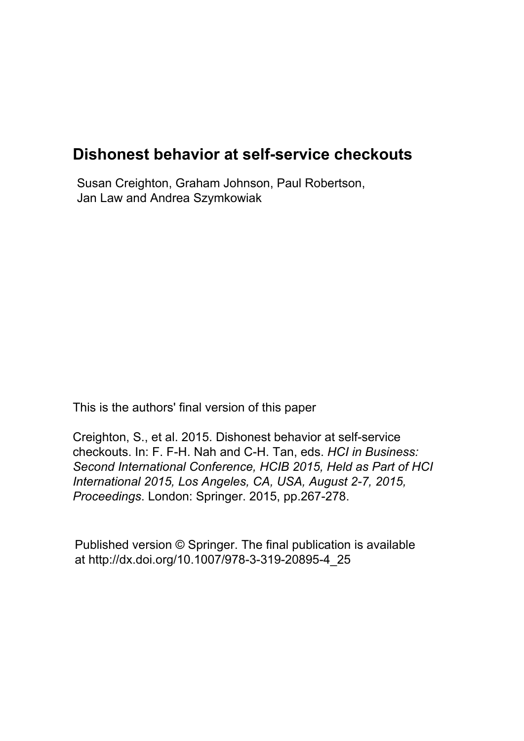# Dishonest behavior at self-service checkouts

Susan Creighton, Graham Johnson, Paul Robertson,
Jan Law and Andrea Szymkowiak

This is the authors' final version of this paper

Creighton, S., et al. 2015. Dishonest behavior at self-service checkouts. In: F. F-H. Nah and C-H. Tan, eds. *HCI in Business: Second International Conference, HCIB 2015, Held as Part of HCI International 2015, Los Angeles, CA, USA, August 2-7, 2015, Proceedings*. London: Springer. 2015, pp.267-278.

Published version © Springer. The final publication is available at http://dx.doi.org/10.1007/978-3-319-20895-4_25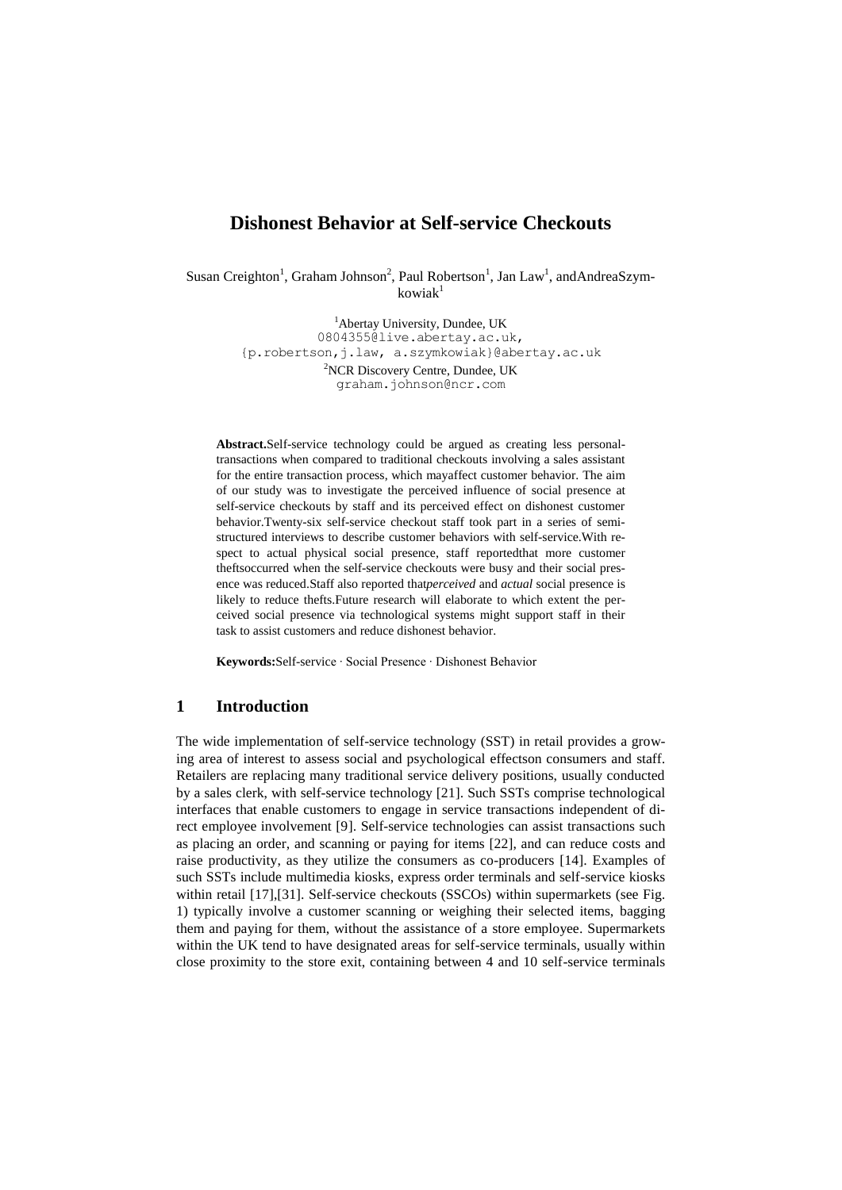# Dishonest Behavior at Self-service Checkouts

Susan Creighton[1], Graham Johnson[2], Paul Robertson[1], Jan Law[1], and Andrea Szymkowiak[1]

[1]Abertay University, Dundee, UK
0804355@live.abertay.ac.uk,
{p.robertson,j.law, a.szymkowiak}@abertay.ac.uk

[2]NCR Discovery Centre, Dundee, UK
graham.johnson@ncr.com

**Abstract.** Self-service technology could be argued as creating less personal transactions when compared to traditional checkouts involving a sales assistant for the entire transaction process, which may affect customer behavior. The aim of our study was to investigate the perceived influence of social presence at self-service checkouts by staff and its perceived effect on dishonest customer behavior. Twenty-six self-service checkout staff took part in a series of semi-structured interviews to describe customer behaviors with self-service. With respect to actual physical social presence, staff reported that more customer thefts occurred when the self-service checkouts were busy and their social presence was reduced. Staff also reported that *perceived* and *actual* social presence is likely to reduce thefts. Future research will elaborate to which extent the perceived social presence via technological systems might support staff in their task to assist customers and reduce dishonest behavior.

**Keywords:** Self-service · Social Presence · Dishonest Behavior

## 1 Introduction

The wide implementation of self-service technology (SST) in retail provides a growing area of interest to assess social and psychological effects on consumers and staff. Retailers are replacing many traditional service delivery positions, usually conducted by a sales clerk, with self-service technology [21]. Such SSTs comprise technological interfaces that enable customers to engage in service transactions independent of direct employee involvement [9]. Self-service technologies can assist transactions such as placing an order, and scanning or paying for items [22], and can reduce costs and raise productivity, as they utilize the consumers as co-producers [14]. Examples of such SSTs include multimedia kiosks, express order terminals and self-service kiosks within retail [17],[31]. Self-service checkouts (SSCOs) within supermarkets (see Fig. 1) typically involve a customer scanning or weighing their selected items, bagging them and paying for them, without the assistance of a store employee. Supermarkets within the UK tend to have designated areas for self-service terminals, usually within close proximity to the store exit, containing between 4 and 10 self-service terminals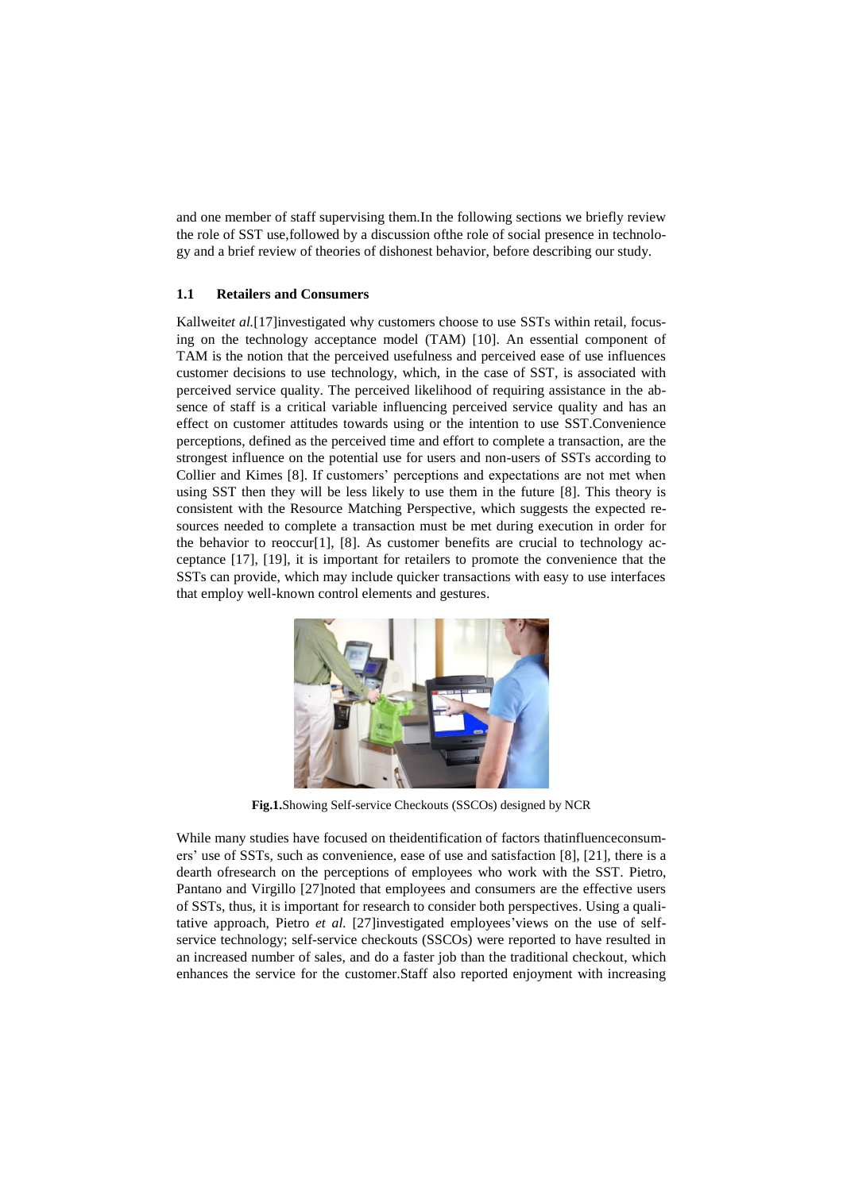and one member of staff supervising them.In the following sections we briefly review the role of SST use,followed by a discussion ofthe role of social presence in technology and a brief review of theories of dishonest behavior, before describing our study.

### 1.1 Retailers and Consumers

Kallweit*et al.*[17]investigated why customers choose to use SSTs within retail, focusing on the technology acceptance model (TAM) [10]. An essential component of TAM is the notion that the perceived usefulness and perceived ease of use influences customer decisions to use technology, which, in the case of SST, is associated with perceived service quality. The perceived likelihood of requiring assistance in the absence of staff is a critical variable influencing perceived service quality and has an effect on customer attitudes towards using or the intention to use SST.Convenience perceptions, defined as the perceived time and effort to complete a transaction, are the strongest influence on the potential use for users and non-users of SSTs according to Collier and Kimes [8]. If customers' perceptions and expectations are not met when using SST then they will be less likely to use them in the future [8]. This theory is consistent with the Resource Matching Perspective, which suggests the expected resources needed to complete a transaction must be met during execution in order for the behavior to reoccur[1], [8]. As customer benefits are crucial to technology acceptance [17], [19], it is important for retailers to promote the convenience that the SSTs can provide, which may include quicker transactions with easy to use interfaces that employ well-known control elements and gestures.

**Fig.1.**Showing Self-service Checkouts (SSCOs) designed by NCR

While many studies have focused on theidentification of factors thatinfluenceconsumers' use of SSTs, such as convenience, ease of use and satisfaction [8], [21], there is a dearth ofresearch on the perceptions of employees who work with the SST. Pietro, Pantano and Virgillo [27]noted that employees and consumers are the effective users of SSTs, thus, it is important for research to consider both perspectives. Using a qualitative approach, Pietro *et al.* [27]investigated employees'views on the use of self-service technology; self-service checkouts (SSCOs) were reported to have resulted in an increased number of sales, and do a faster job than the traditional checkout, which enhances the service for the customer.Staff also reported enjoyment with increasing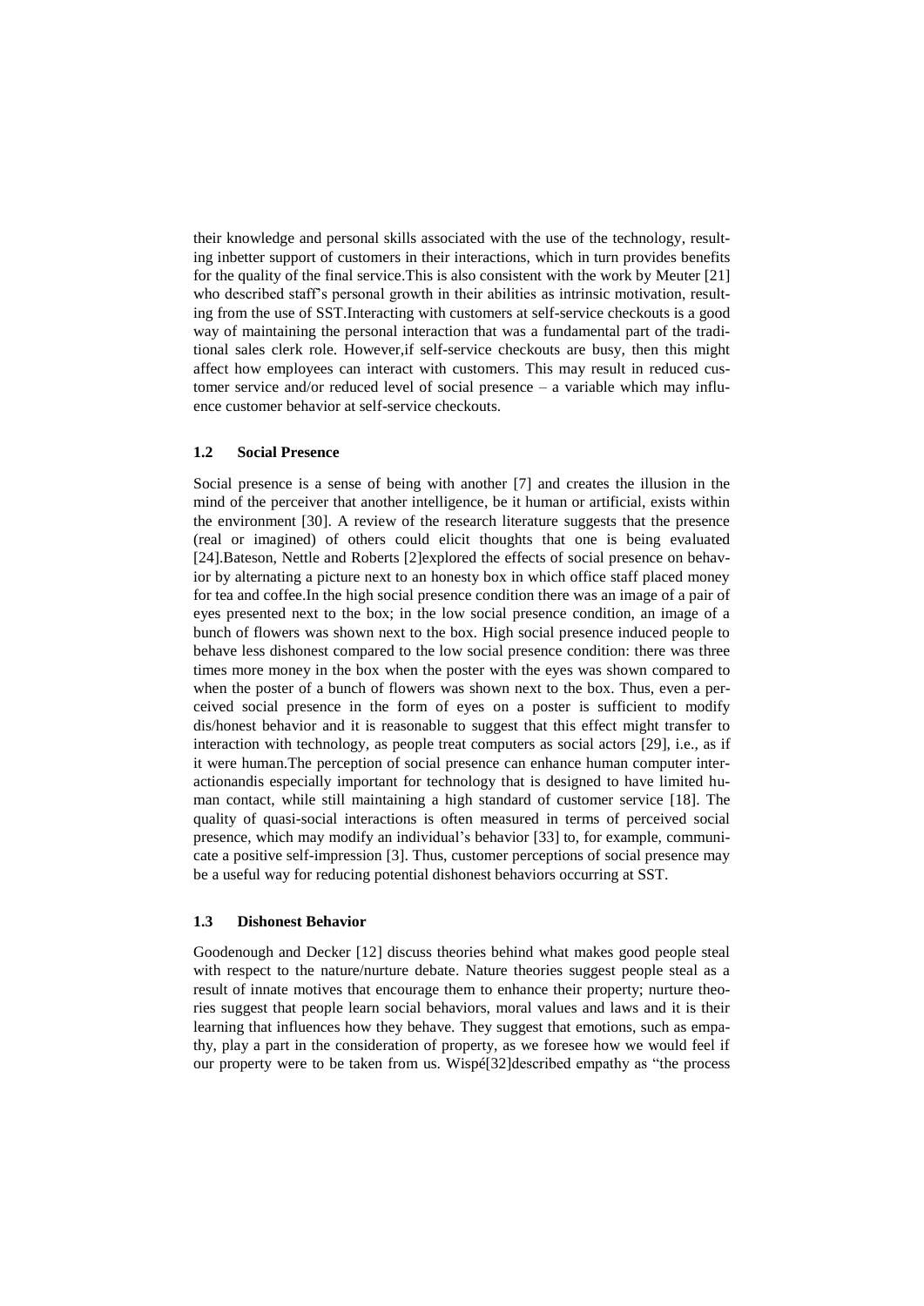their knowledge and personal skills associated with the use of the technology, resulting inbetter support of customers in their interactions, which in turn provides benefits for the quality of the final service.This is also consistent with the work by Meuter [21] who described staff's personal growth in their abilities as intrinsic motivation, resulting from the use of SST.Interacting with customers at self-service checkouts is a good way of maintaining the personal interaction that was a fundamental part of the traditional sales clerk role. However,if self-service checkouts are busy, then this might affect how employees can interact with customers. This may result in reduced customer service and/or reduced level of social presence – a variable which may influence customer behavior at self-service checkouts.

### 1.2 Social Presence

Social presence is a sense of being with another [7] and creates the illusion in the mind of the perceiver that another intelligence, be it human or artificial, exists within the environment [30]. A review of the research literature suggests that the presence (real or imagined) of others could elicit thoughts that one is being evaluated [24].Bateson, Nettle and Roberts [2]explored the effects of social presence on behavior by alternating a picture next to an honesty box in which office staff placed money for tea and coffee.In the high social presence condition there was an image of a pair of eyes presented next to the box; in the low social presence condition, an image of a bunch of flowers was shown next to the box. High social presence induced people to behave less dishonest compared to the low social presence condition: there was three times more money in the box when the poster with the eyes was shown compared to when the poster of a bunch of flowers was shown next to the box. Thus, even a perceived social presence in the form of eyes on a poster is sufficient to modify dis/honest behavior and it is reasonable to suggest that this effect might transfer to interaction with technology, as people treat computers as social actors [29], i.e., as if it were human.The perception of social presence can enhance human computer interactionandis especially important for technology that is designed to have limited human contact, while still maintaining a high standard of customer service [18]. The quality of quasi-social interactions is often measured in terms of perceived social presence, which may modify an individual's behavior [33] to, for example, communicate a positive self-impression [3]. Thus, customer perceptions of social presence may be a useful way for reducing potential dishonest behaviors occurring at SST.

### 1.3 Dishonest Behavior

Goodenough and Decker [12] discuss theories behind what makes good people steal with respect to the nature/nurture debate. Nature theories suggest people steal as a result of innate motives that encourage them to enhance their property; nurture theories suggest that people learn social behaviors, moral values and laws and it is their learning that influences how they behave. They suggest that emotions, such as empathy, play a part in the consideration of property, as we foresee how we would feel if our property were to be taken from us. Wispé[32]described empathy as "the process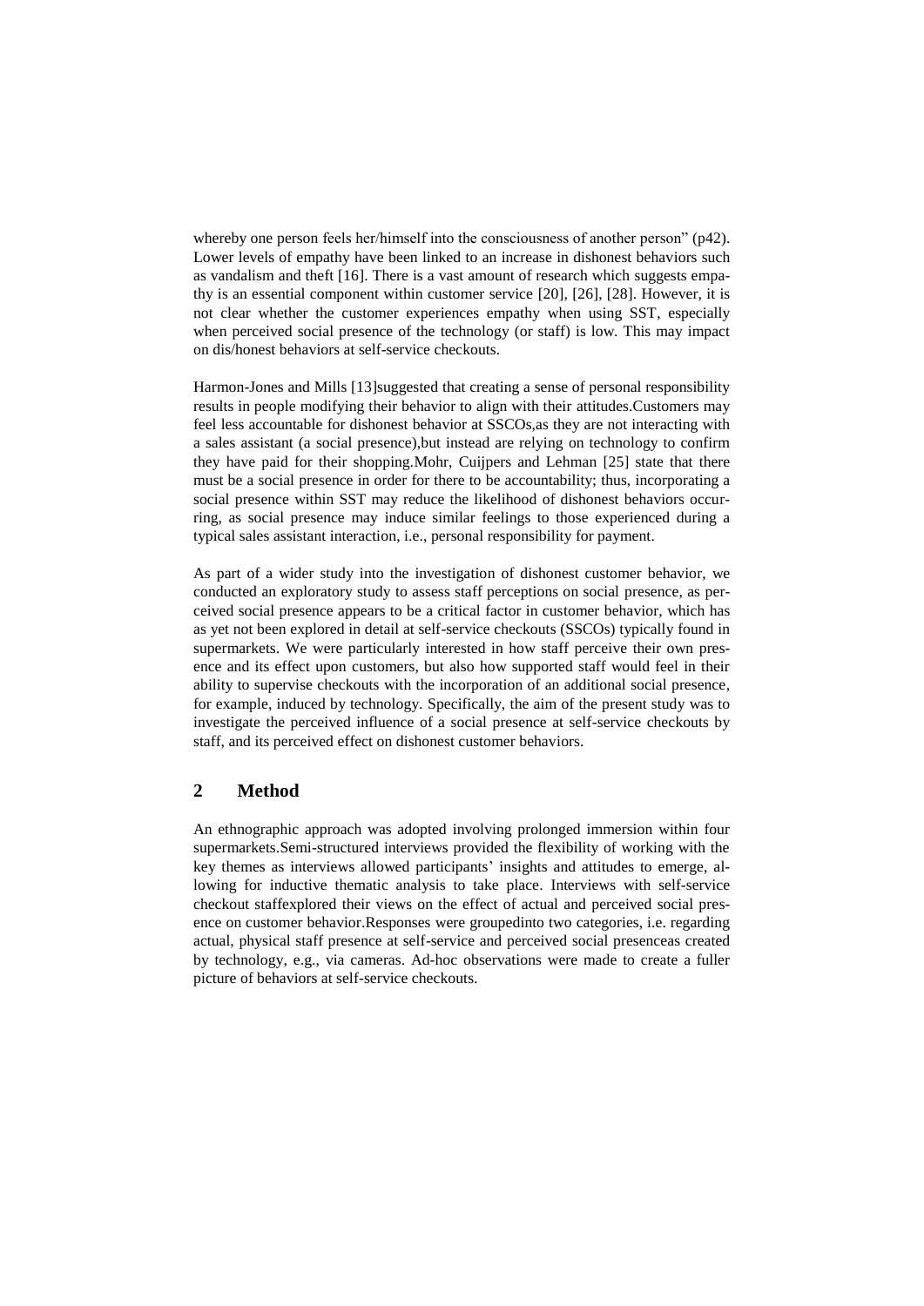whereby one person feels her/himself into the consciousness of another person" (p42). Lower levels of empathy have been linked to an increase in dishonest behaviors such as vandalism and theft [16]. There is a vast amount of research which suggests empathy is an essential component within customer service [20], [26], [28]. However, it is not clear whether the customer experiences empathy when using SST, especially when perceived social presence of the technology (or staff) is low. This may impact on dis/honest behaviors at self-service checkouts.

Harmon-Jones and Mills [13]suggested that creating a sense of personal responsibility results in people modifying their behavior to align with their attitudes.Customers may feel less accountable for dishonest behavior at SSCOs,as they are not interacting with a sales assistant (a social presence),but instead are relying on technology to confirm they have paid for their shopping.Mohr, Cuijpers and Lehman [25] state that there must be a social presence in order for there to be accountability; thus, incorporating a social presence within SST may reduce the likelihood of dishonest behaviors occurring, as social presence may induce similar feelings to those experienced during a typical sales assistant interaction, i.e., personal responsibility for payment.

As part of a wider study into the investigation of dishonest customer behavior, we conducted an exploratory study to assess staff perceptions on social presence, as perceived social presence appears to be a critical factor in customer behavior, which has as yet not been explored in detail at self-service checkouts (SSCOs) typically found in supermarkets. We were particularly interested in how staff perceive their own presence and its effect upon customers, but also how supported staff would feel in their ability to supervise checkouts with the incorporation of an additional social presence, for example, induced by technology. Specifically, the aim of the present study was to investigate the perceived influence of a social presence at self-service checkouts by staff, and its perceived effect on dishonest customer behaviors.

## 2 Method

An ethnographic approach was adopted involving prolonged immersion within four supermarkets.Semi-structured interviews provided the flexibility of working with the key themes as interviews allowed participants' insights and attitudes to emerge, allowing for inductive thematic analysis to take place. Interviews with self-service checkout staffexplored their views on the effect of actual and perceived social presence on customer behavior.Responses were groupedinto two categories, i.e. regarding actual, physical staff presence at self-service and perceived social presenceas created by technology, e.g., via cameras. Ad-hoc observations were made to create a fuller picture of behaviors at self-service checkouts.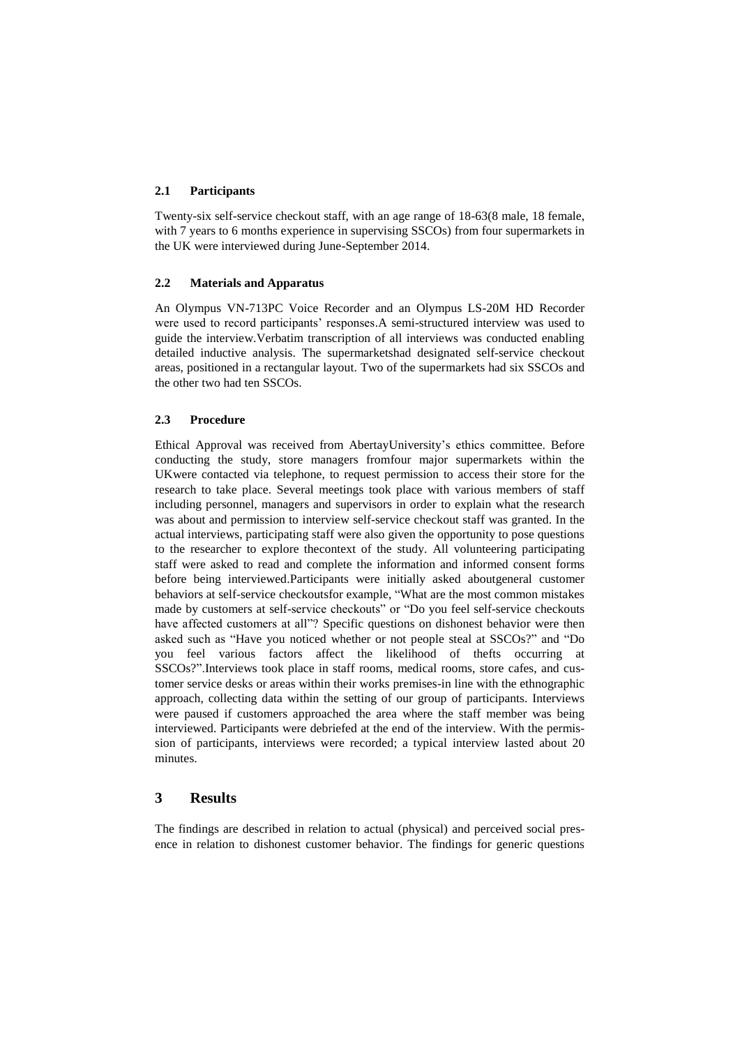### 2.1 Participants

Twenty-six self-service checkout staff, with an age range of 18-63(8 male, 18 female, with 7 years to 6 months experience in supervising SSCOs) from four supermarkets in the UK were interviewed during June-September 2014.

### 2.2 Materials and Apparatus

An Olympus VN-713PC Voice Recorder and an Olympus LS-20M HD Recorder were used to record participants' responses.A semi-structured interview was used to guide the interview.Verbatim transcription of all interviews was conducted enabling detailed inductive analysis. The supermarketshad designated self-service checkout areas, positioned in a rectangular layout. Two of the supermarkets had six SSCOs and the other two had ten SSCOs.

### 2.3 Procedure

Ethical Approval was received from AbertayUniversity's ethics committee. Before conducting the study, store managers fromfour major supermarkets within the UKwere contacted via telephone, to request permission to access their store for the research to take place. Several meetings took place with various members of staff including personnel, managers and supervisors in order to explain what the research was about and permission to interview self-service checkout staff was granted. In the actual interviews, participating staff were also given the opportunity to pose questions to the researcher to explore thecontext of the study. All volunteering participating staff were asked to read and complete the information and informed consent forms before being interviewed.Participants were initially asked aboutgeneral customer behaviors at self-service checkoutsfor example, "What are the most common mistakes made by customers at self-service checkouts" or "Do you feel self-service checkouts have affected customers at all"? Specific questions on dishonest behavior were then asked such as "Have you noticed whether or not people steal at SSCOs?" and "Do you feel various factors affect the likelihood of thefts occurring at SSCOs?".Interviews took place in staff rooms, medical rooms, store cafes, and customer service desks or areas within their works premises-in line with the ethnographic approach, collecting data within the setting of our group of participants. Interviews were paused if customers approached the area where the staff member was being interviewed. Participants were debriefed at the end of the interview. With the permission of participants, interviews were recorded; a typical interview lasted about 20 minutes.

## 3 Results

The findings are described in relation to actual (physical) and perceived social presence in relation to dishonest customer behavior. The findings for generic questions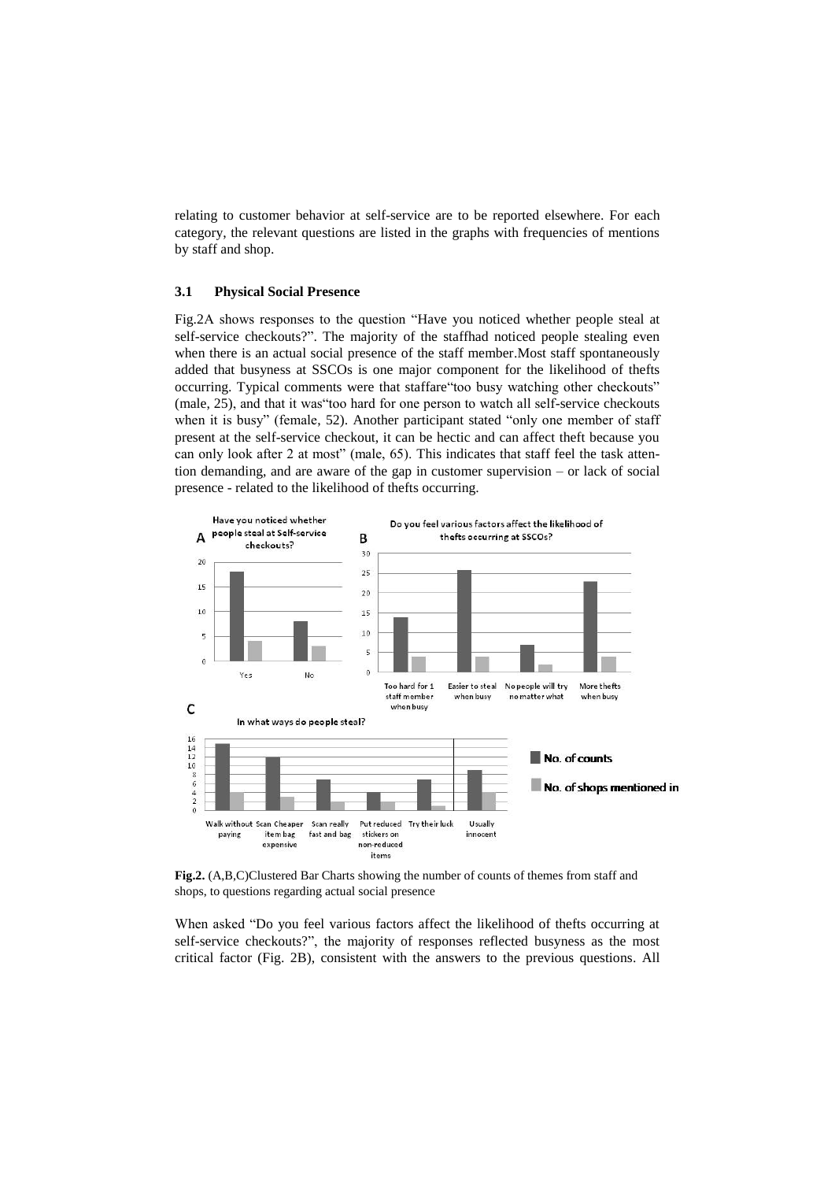relating to customer behavior at self-service are to be reported elsewhere. For each category, the relevant questions are listed in the graphs with frequencies of mentions by staff and shop.

### 3.1 Physical Social Presence

Fig.2A shows responses to the question "Have you noticed whether people steal at self-service checkouts?". The majority of the staffhad noticed people stealing even when there is an actual social presence of the staff member.Most staff spontaneously added that busyness at SSCOs is one major component for the likelihood of thefts occurring. Typical comments were that staffare"too busy watching other checkouts" (male, 25), and that it was"too hard for one person to watch all self-service checkouts when it is busy" (female, 52). Another participant stated "only one member of staff present at the self-service checkout, it can be hectic and can affect theft because you can only look after 2 at most" (male, 65). This indicates that staff feel the task attention demanding, and are aware of the gap in customer supervision – or lack of social presence - related to the likelihood of thefts occurring.

**Fig.2.** (A,B,C)Clustered Bar Charts showing the number of counts of themes from staff and shops, to questions regarding actual social presence

When asked "Do you feel various factors affect the likelihood of thefts occurring at self-service checkouts?", the majority of responses reflected busyness as the most critical factor (Fig. 2B), consistent with the answers to the previous questions. All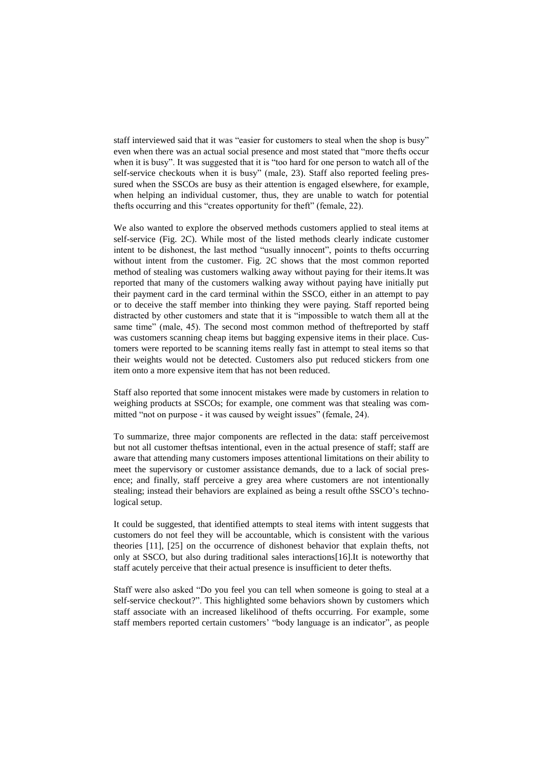staff interviewed said that it was "easier for customers to steal when the shop is busy" even when there was an actual social presence and most stated that "more thefts occur when it is busy". It was suggested that it is "too hard for one person to watch all of the self-service checkouts when it is busy" (male, 23). Staff also reported feeling pressured when the SSCOs are busy as their attention is engaged elsewhere, for example, when helping an individual customer, thus, they are unable to watch for potential thefts occurring and this "creates opportunity for theft" (female, 22).

We also wanted to explore the observed methods customers applied to steal items at self-service (Fig. 2C). While most of the listed methods clearly indicate customer intent to be dishonest, the last method "usually innocent", points to thefts occurring without intent from the customer. Fig. 2C shows that the most common reported method of stealing was customers walking away without paying for their items.It was reported that many of the customers walking away without paying have initially put their payment card in the card terminal within the SSCO, either in an attempt to pay or to deceive the staff member into thinking they were paying. Staff reported being distracted by other customers and state that it is "impossible to watch them all at the same time" (male, 45). The second most common method of theftreported by staff was customers scanning cheap items but bagging expensive items in their place. Customers were reported to be scanning items really fast in attempt to steal items so that their weights would not be detected. Customers also put reduced stickers from one item onto a more expensive item that has not been reduced.

Staff also reported that some innocent mistakes were made by customers in relation to weighing products at SSCOs; for example, one comment was that stealing was committed "not on purpose - it was caused by weight issues" (female, 24).

To summarize, three major components are reflected in the data: staff perceivemost but not all customer theftsas intentional, even in the actual presence of staff; staff are aware that attending many customers imposes attentional limitations on their ability to meet the supervisory or customer assistance demands, due to a lack of social presence; and finally, staff perceive a grey area where customers are not intentionally stealing; instead their behaviors are explained as being a result ofthe SSCO's technological setup.

It could be suggested, that identified attempts to steal items with intent suggests that customers do not feel they will be accountable, which is consistent with the various theories [11], [25] on the occurrence of dishonest behavior that explain thefts, not only at SSCO, but also during traditional sales interactions[16].It is noteworthy that staff acutely perceive that their actual presence is insufficient to deter thefts.

Staff were also asked "Do you feel you can tell when someone is going to steal at a self-service checkout?". This highlighted some behaviors shown by customers which staff associate with an increased likelihood of thefts occurring. For example, some staff members reported certain customers' "body language is an indicator", as people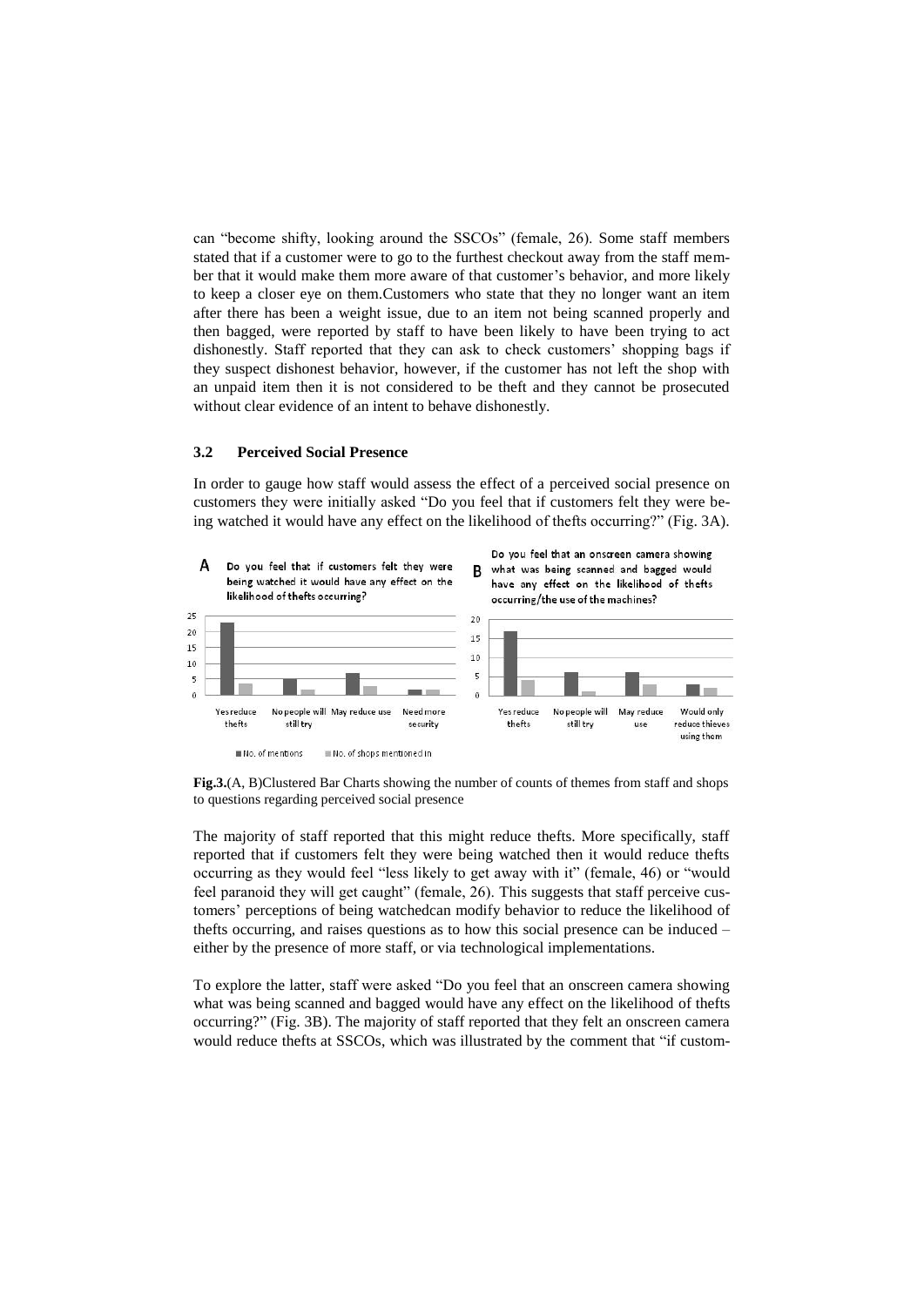can "become shifty, looking around the SSCOs" (female, 26). Some staff members stated that if a customer were to go to the furthest checkout away from the staff member that it would make them more aware of that customer's behavior, and more likely to keep a closer eye on them.Customers who state that they no longer want an item after there has been a weight issue, due to an item not being scanned properly and then bagged, were reported by staff to have been likely to have been trying to act dishonestly. Staff reported that they can ask to check customers' shopping bags if they suspect dishonest behavior, however, if the customer has not left the shop with an unpaid item then it is not considered to be theft and they cannot be prosecuted without clear evidence of an intent to behave dishonestly.

### 3.2 Perceived Social Presence

In order to gauge how staff would assess the effect of a perceived social presence on customers they were initially asked "Do you feel that if customers felt they were being watched it would have any effect on the likelihood of thefts occurring?" (Fig. 3A).

A Do you feel that if customers felt they were being watched it would have any effect on the likelihood of thefts occurring?

25
20
15
10
5
0

Yes reduce thefts
No people will still try
May reduce use
Need more security

B Do you feel that an onscreen camera showing what was being scanned and bagged would have any effect on the likelihood of thefts occurring/the use of the machines?

20
15
10
5
0

Yes reduce thefts
No people will still try
May reduce use
Would only reduce thieves using them

No. of mentions
No. of shops mentioned in

**Fig.3.**(A, B)Clustered Bar Charts showing the number of counts of themes from staff and shops to questions regarding perceived social presence

The majority of staff reported that this might reduce thefts. More specifically, staff reported that if customers felt they were being watched then it would reduce thefts occurring as they would feel "less likely to get away with it" (female, 46) or "would feel paranoid they will get caught" (female, 26). This suggests that staff perceive customers' perceptions of being watchedcan modify behavior to reduce the likelihood of thefts occurring, and raises questions as to how this social presence can be induced – either by the presence of more staff, or via technological implementations.

To explore the latter, staff were asked "Do you feel that an onscreen camera showing what was being scanned and bagged would have any effect on the likelihood of thefts occurring?" (Fig. 3B). The majority of staff reported that they felt an onscreen camera would reduce thefts at SSCOs, which was illustrated by the comment that "if custom-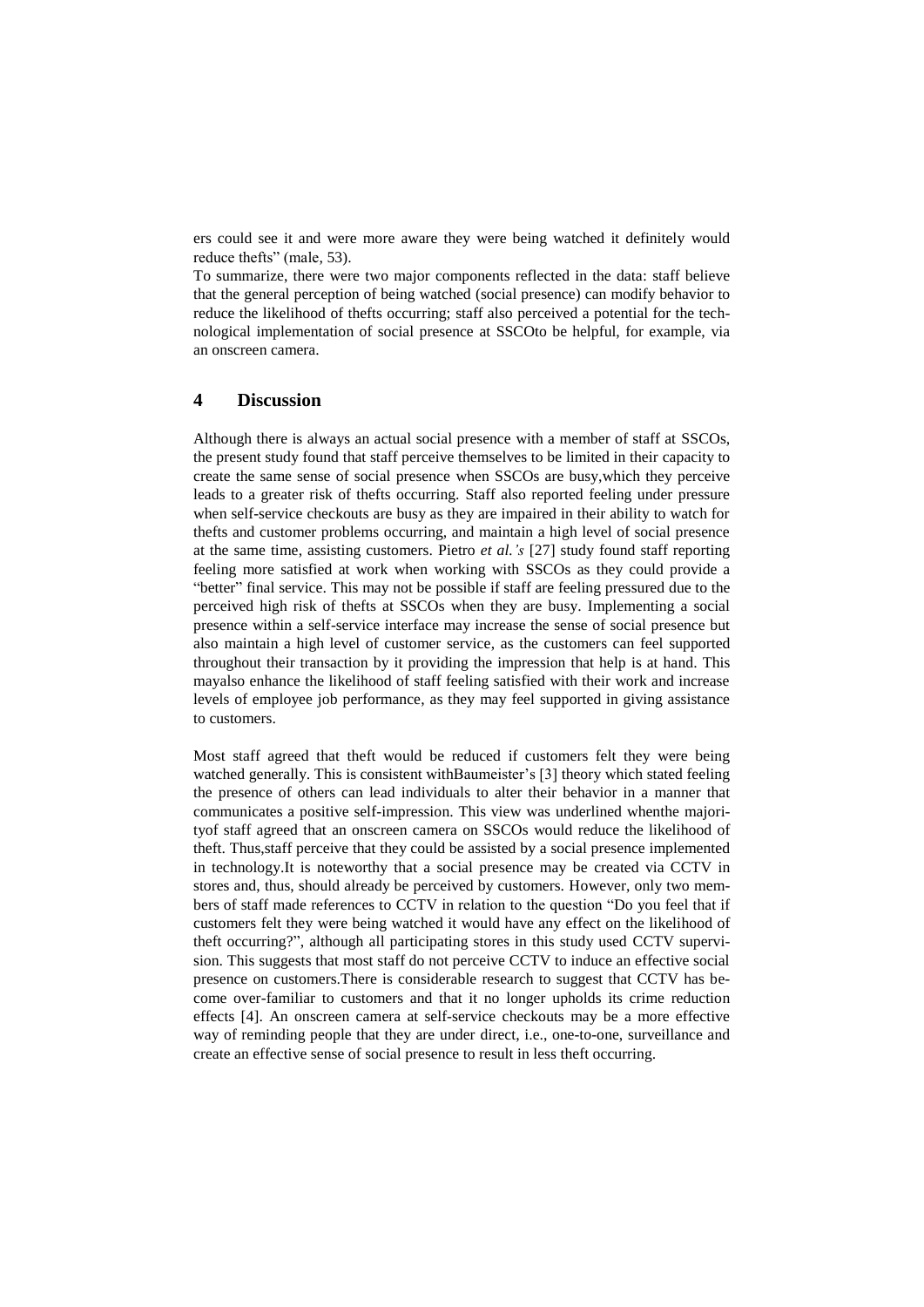ers could see it and were more aware they were being watched it definitely would reduce thefts" (male, 53).

To summarize, there were two major components reflected in the data: staff believe that the general perception of being watched (social presence) can modify behavior to reduce the likelihood of thefts occurring; staff also perceived a potential for the technological implementation of social presence at SSCOto be helpful, for example, via an onscreen camera.

## 4 Discussion

Although there is always an actual social presence with a member of staff at SSCOs, the present study found that staff perceive themselves to be limited in their capacity to create the same sense of social presence when SSCOs are busy,which they perceive leads to a greater risk of thefts occurring. Staff also reported feeling under pressure when self-service checkouts are busy as they are impaired in their ability to watch for thefts and customer problems occurring, and maintain a high level of social presence at the same time, assisting customers. Pietro *et al.'s* [27] study found staff reporting feeling more satisfied at work when working with SSCOs as they could provide a "better" final service. This may not be possible if staff are feeling pressured due to the perceived high risk of thefts at SSCOs when they are busy. Implementing a social presence within a self-service interface may increase the sense of social presence but also maintain a high level of customer service, as the customers can feel supported throughout their transaction by it providing the impression that help is at hand. This mayalso enhance the likelihood of staff feeling satisfied with their work and increase levels of employee job performance, as they may feel supported in giving assistance to customers.

Most staff agreed that theft would be reduced if customers felt they were being watched generally. This is consistent withBaumeister's [3] theory which stated feeling the presence of others can lead individuals to alter their behavior in a manner that communicates a positive self-impression. This view was underlined whenthe majorityof staff agreed that an onscreen camera on SSCOs would reduce the likelihood of theft. Thus,staff perceive that they could be assisted by a social presence implemented in technology.It is noteworthy that a social presence may be created via CCTV in stores and, thus, should already be perceived by customers. However, only two members of staff made references to CCTV in relation to the question "Do you feel that if customers felt they were being watched it would have any effect on the likelihood of theft occurring?", although all participating stores in this study used CCTV supervision. This suggests that most staff do not perceive CCTV to induce an effective social presence on customers.There is considerable research to suggest that CCTV has become over-familiar to customers and that it no longer upholds its crime reduction effects [4]. An onscreen camera at self-service checkouts may be a more effective way of reminding people that they are under direct, i.e., one-to-one, surveillance and create an effective sense of social presence to result in less theft occurring.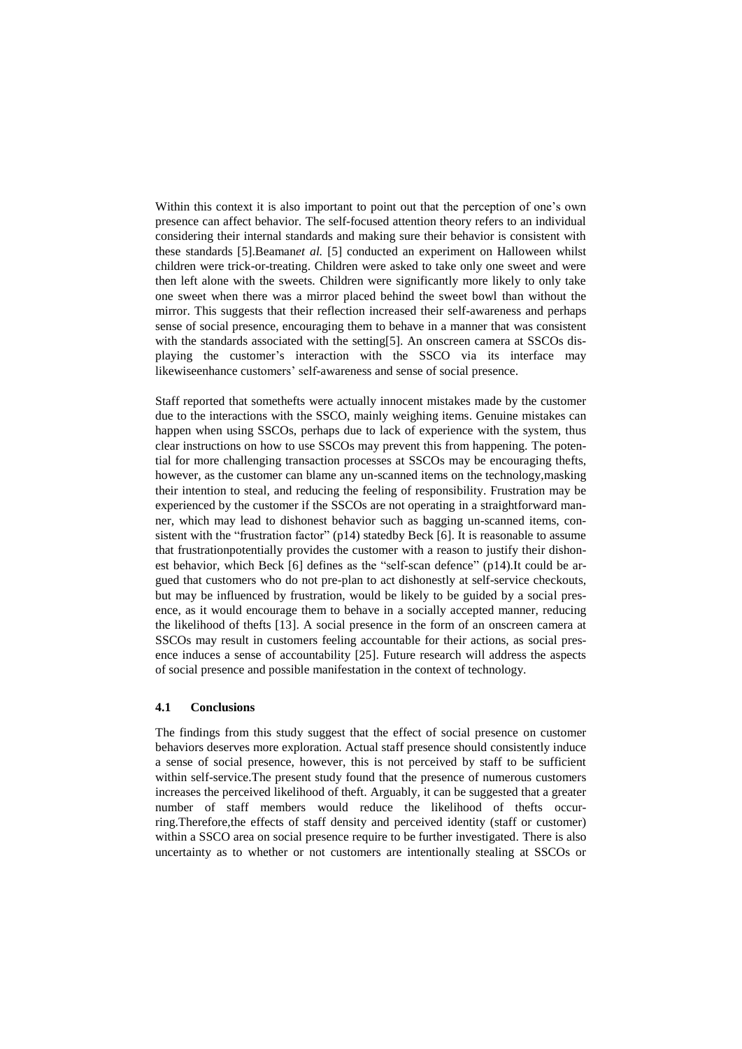Within this context it is also important to point out that the perception of one's own presence can affect behavior. The self-focused attention theory refers to an individual considering their internal standards and making sure their behavior is consistent with these standards [5].Beaman*et al.* [5] conducted an experiment on Halloween whilst children were trick-or-treating. Children were asked to take only one sweet and were then left alone with the sweets. Children were significantly more likely to only take one sweet when there was a mirror placed behind the sweet bowl than without the mirror. This suggests that their reflection increased their self-awareness and perhaps sense of social presence, encouraging them to behave in a manner that was consistent with the standards associated with the setting[5]. An onscreen camera at SSCOs displaying the customer's interaction with the SSCO via its interface may likewiseenhance customers' self-awareness and sense of social presence.

Staff reported that somethefts were actually innocent mistakes made by the customer due to the interactions with the SSCO, mainly weighing items. Genuine mistakes can happen when using SSCOs, perhaps due to lack of experience with the system, thus clear instructions on how to use SSCOs may prevent this from happening. The potential for more challenging transaction processes at SSCOs may be encouraging thefts, however, as the customer can blame any un-scanned items on the technology,masking their intention to steal, and reducing the feeling of responsibility. Frustration may be experienced by the customer if the SSCOs are not operating in a straightforward manner, which may lead to dishonest behavior such as bagging un-scanned items, consistent with the "frustration factor" (p14) statedby Beck [6]. It is reasonable to assume that frustrationpotentially provides the customer with a reason to justify their dishonest behavior, which Beck [6] defines as the "self-scan defence" (p14).It could be argued that customers who do not pre-plan to act dishonestly at self-service checkouts, but may be influenced by frustration, would be likely to be guided by a social presence, as it would encourage them to behave in a socially accepted manner, reducing the likelihood of thefts [13]. A social presence in the form of an onscreen camera at SSCOs may result in customers feeling accountable for their actions, as social presence induces a sense of accountability [25]. Future research will address the aspects of social presence and possible manifestation in the context of technology.

### 4.1 Conclusions

The findings from this study suggest that the effect of social presence on customer behaviors deserves more exploration. Actual staff presence should consistently induce a sense of social presence, however, this is not perceived by staff to be sufficient within self-service.The present study found that the presence of numerous customers increases the perceived likelihood of theft. Arguably, it can be suggested that a greater number of staff members would reduce the likelihood of thefts occurring.Therefore,the effects of staff density and perceived identity (staff or customer) within a SSCO area on social presence require to be further investigated. There is also uncertainty as to whether or not customers are intentionally stealing at SSCOs or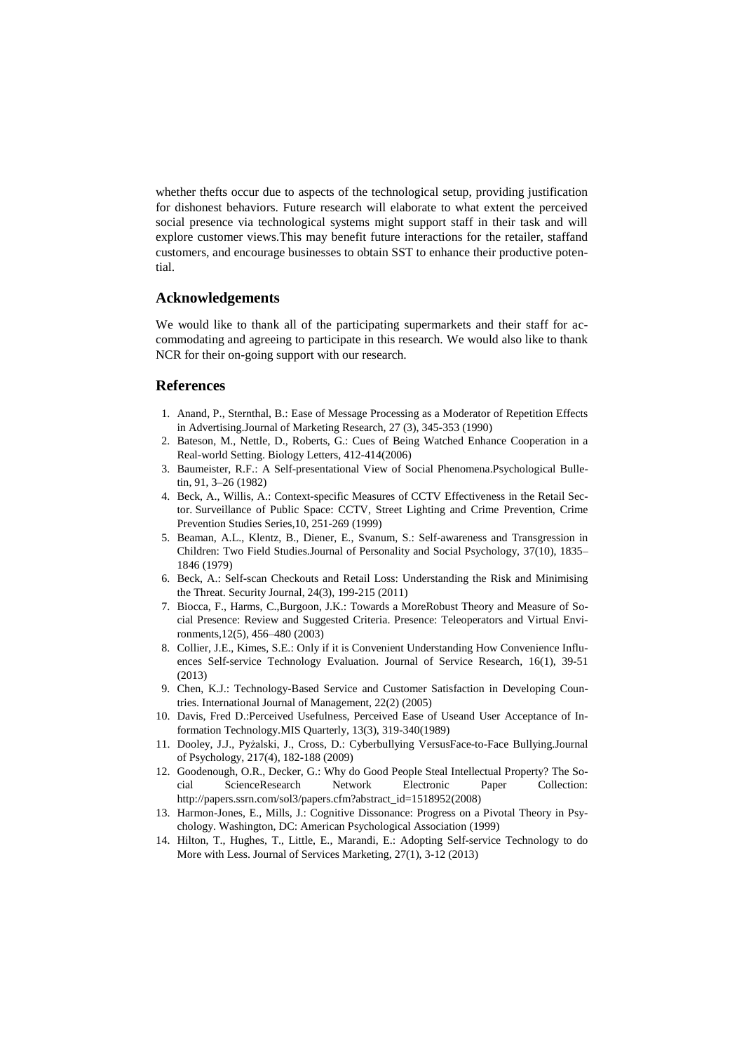whether thefts occur due to aspects of the technological setup, providing justification for dishonest behaviors. Future research will elaborate to what extent the perceived social presence via technological systems might support staff in their task and will explore customer views.This may benefit future interactions for the retailer, staffand customers, and encourage businesses to obtain SST to enhance their productive potential.

## Acknowledgements

We would like to thank all of the participating supermarkets and their staff for accommodating and agreeing to participate in this research. We would also like to thank NCR for their on-going support with our research.

## References

1. Anand, P., Sternthal, B.: Ease of Message Processing as a Moderator of Repetition Effects in Advertising.Journal of Marketing Research, 27 (3), 345-353 (1990)
2. Bateson, M., Nettle, D., Roberts, G.: Cues of Being Watched Enhance Cooperation in a Real-world Setting. Biology Letters, 412-414(2006)
3. Baumeister, R.F.: A Self-presentational View of Social Phenomena.Psychological Bulletin, 91, 3–26 (1982)
4. Beck, A., Willis, A.: Context-specific Measures of CCTV Effectiveness in the Retail Sector. Surveillance of Public Space: CCTV, Street Lighting and Crime Prevention, Crime Prevention Studies Series,10, 251-269 (1999)
5. Beaman, A.L., Klentz, B., Diener, E., Svanum, S.: Self-awareness and Transgression in Children: Two Field Studies.Journal of Personality and Social Psychology, 37(10), 1835–1846 (1979)
6. Beck, A.: Self-scan Checkouts and Retail Loss: Understanding the Risk and Minimising the Threat. Security Journal, 24(3), 199-215 (2011)
7. Biocca, F., Harms, C.,Burgoon, J.K.: Towards a MoreRobust Theory and Measure of Social Presence: Review and Suggested Criteria. Presence: Teleoperators and Virtual Environments,12(5), 456–480 (2003)
8. Collier, J.E., Kimes, S.E.: Only if it is Convenient Understanding How Convenience Influences Self-service Technology Evaluation. Journal of Service Research, 16(1), 39-51 (2013)
9. Chen, K.J.: Technology-Based Service and Customer Satisfaction in Developing Countries. International Journal of Management, 22(2) (2005)
10. Davis, Fred D.:Perceived Usefulness, Perceived Ease of Useand User Acceptance of Information Technology.MIS Quarterly, 13(3), 319-340(1989)
11. Dooley, J.J., Pyżalski, J., Cross, D.: Cyberbullying VersusFace-to-Face Bullying.Journal of Psychology, 217(4), 182-188 (2009)
12. Goodenough, O.R., Decker, G.: Why do Good People Steal Intellectual Property? The Social ScienceResearch Network Electronic Paper Collection: http://papers.ssrn.com/sol3/papers.cfm?abstract_id=1518952(2008)
13. Harmon-Jones, E., Mills, J.: Cognitive Dissonance: Progress on a Pivotal Theory in Psychology. Washington, DC: American Psychological Association (1999)
14. Hilton, T., Hughes, T., Little, E., Marandi, E.: Adopting Self-service Technology to do More with Less. Journal of Services Marketing, 27(1), 3-12 (2013)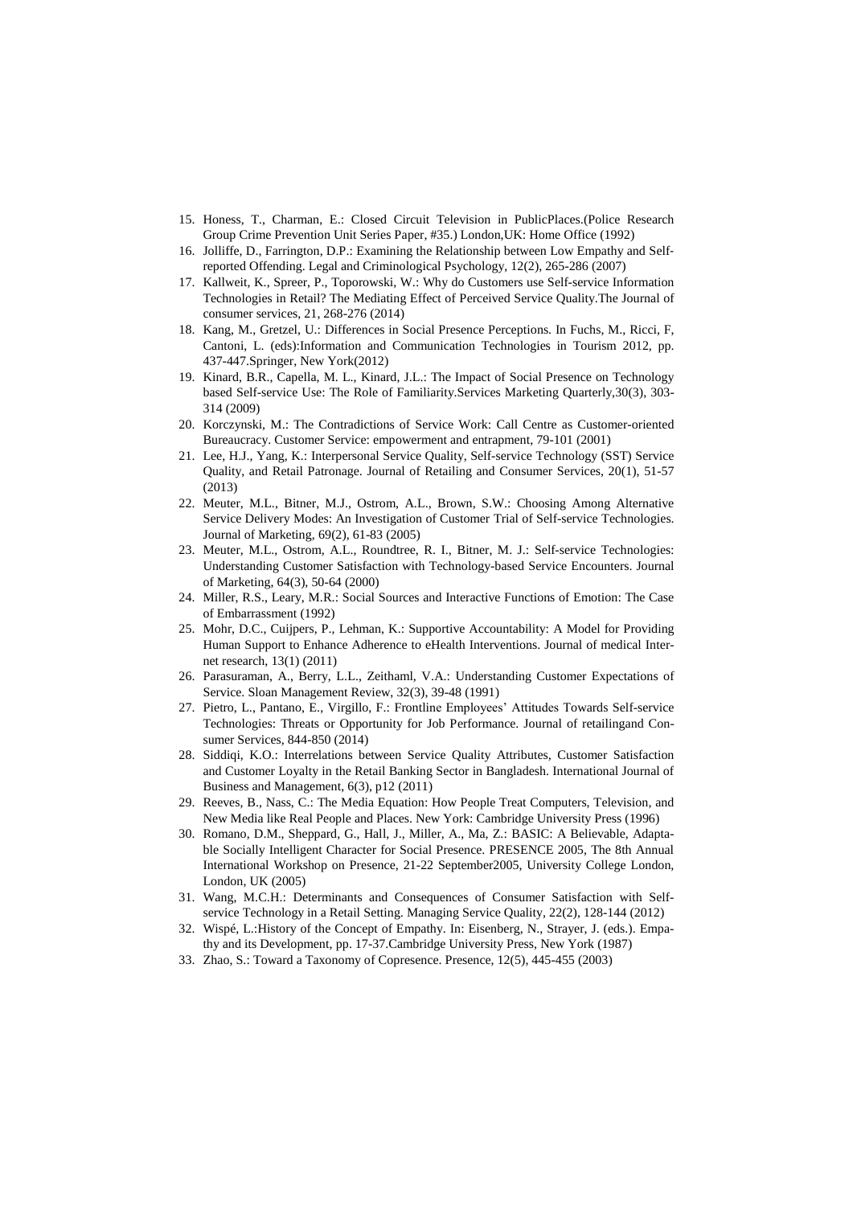15. Honess, T., Charman, E.: Closed Circuit Television in PublicPlaces.(Police Research Group Crime Prevention Unit Series Paper, #35.) London,UK: Home Office (1992)
16. Jolliffe, D., Farrington, D.P.: Examining the Relationship between Low Empathy and Self-reported Offending. Legal and Criminological Psychology, 12(2), 265-286 (2007)
17. Kallweit, K., Spreer, P., Toporowski, W.: Why do Customers use Self-service Information Technologies in Retail? The Mediating Effect of Perceived Service Quality.The Journal of consumer services, 21, 268-276 (2014)
18. Kang, M., Gretzel, U.: Differences in Social Presence Perceptions. In Fuchs, M., Ricci, F, Cantoni, L. (eds):Information and Communication Technologies in Tourism 2012, pp. 437-447.Springer, New York(2012)
19. Kinard, B.R., Capella, M. L., Kinard, J.L.: The Impact of Social Presence on Technology based Self-service Use: The Role of Familiarity.Services Marketing Quarterly,30(3), 303-314 (2009)
20. Korczynski, M.: The Contradictions of Service Work: Call Centre as Customer-oriented Bureaucracy. Customer Service: empowerment and entrapment, 79-101 (2001)
21. Lee, H.J., Yang, K.: Interpersonal Service Quality, Self-service Technology (SST) Service Quality, and Retail Patronage. Journal of Retailing and Consumer Services, 20(1), 51-57 (2013)
22. Meuter, M.L., Bitner, M.J., Ostrom, A.L., Brown, S.W.: Choosing Among Alternative Service Delivery Modes: An Investigation of Customer Trial of Self-service Technologies. Journal of Marketing, 69(2), 61-83 (2005)
23. Meuter, M.L., Ostrom, A.L., Roundtree, R. I., Bitner, M. J.: Self-service Technologies: Understanding Customer Satisfaction with Technology-based Service Encounters. Journal of Marketing, 64(3), 50-64 (2000)
24. Miller, R.S., Leary, M.R.: Social Sources and Interactive Functions of Emotion: The Case of Embarrassment (1992)
25. Mohr, D.C., Cuijpers, P., Lehman, K.: Supportive Accountability: A Model for Providing Human Support to Enhance Adherence to eHealth Interventions. Journal of medical Internet research, 13(1) (2011)
26. Parasuraman, A., Berry, L.L., Zeithaml, V.A.: Understanding Customer Expectations of Service. Sloan Management Review, 32(3), 39-48 (1991)
27. Pietro, L., Pantano, E., Virgillo, F.: Frontline Employees' Attitudes Towards Self-service Technologies: Threats or Opportunity for Job Performance. Journal of retailingand Consumer Services, 844-850 (2014)
28. Siddiqi, K.O.: Interrelations between Service Quality Attributes, Customer Satisfaction and Customer Loyalty in the Retail Banking Sector in Bangladesh. International Journal of Business and Management, 6(3), p12 (2011)
29. Reeves, B., Nass, C.: The Media Equation: How People Treat Computers, Television, and New Media like Real People and Places. New York: Cambridge University Press (1996)
30. Romano, D.M., Sheppard, G., Hall, J., Miller, A., Ma, Z.: BASIC: A Believable, Adaptable Socially Intelligent Character for Social Presence. PRESENCE 2005, The 8th Annual International Workshop on Presence, 21-22 September2005, University College London, London, UK (2005)
31. Wang, M.C.H.: Determinants and Consequences of Consumer Satisfaction with Self-service Technology in a Retail Setting. Managing Service Quality, 22(2), 128-144 (2012)
32. Wispé, L.:History of the Concept of Empathy. In: Eisenberg, N., Strayer, J. (eds.). Empathy and its Development, pp. 17-37.Cambridge University Press, New York (1987)
33. Zhao, S.: Toward a Taxonomy of Copresence. Presence, 12(5), 445-455 (2003)